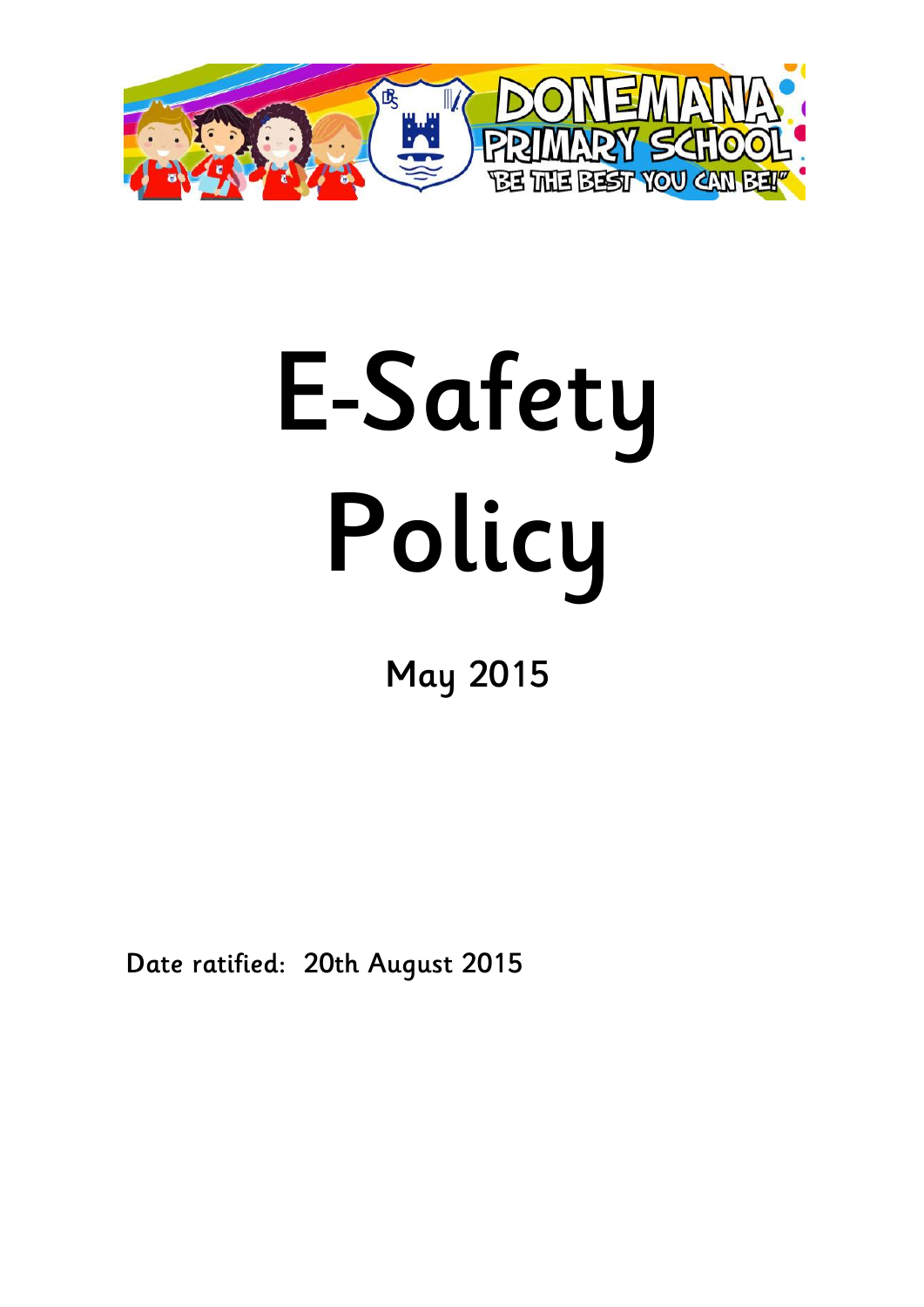DONEMANA PRIMARY SCHOOL

"BE THE BEST YOU CAN BE!"

# E-Safety Policy

May 2015

**Date ratified: 20th August 2015**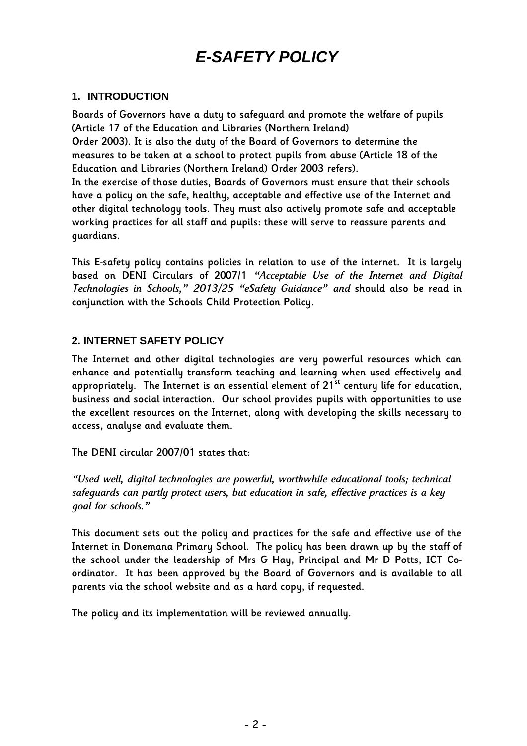# *E-SAFETY POLICY*

## 1. INTRODUCTION

Boards of Governors have a duty to safeguard and promote the welfare of pupils (Article 17 of the Education and Libraries (Northern Ireland) Order 2003). It is also the duty of the Board of Governors to determine the measures to be taken at a school to protect pupils from abuse (Article 18 of the Education and Libraries (Northern Ireland) Order 2003 refers).
In the exercise of those duties, Boards of Governors must ensure that their schools have a policy on the safe, healthy, acceptable and effective use of the Internet and other digital technology tools. They must also actively promote safe and acceptable working practices for all staff and pupils: these will serve to reassure parents and guardians.

This E-safety policy contains policies in relation to use of the internet. It is largely based on DENI Circulars of 2007/1 *"Acceptable Use of the Internet and Digital Technologies in Schools," 2013/25 "eSafety Guidance" and* should also be read in conjunction with the Schools Child Protection Policy.

## 2. INTERNET SAFETY POLICY

The Internet and other digital technologies are very powerful resources which can enhance and potentially transform teaching and learning when used effectively and appropriately. The Internet is an essential element of 21st century life for education, business and social interaction. Our school provides pupils with opportunities to use the excellent resources on the Internet, along with developing the skills necessary to access, analyse and evaluate them.

The DENI circular 2007/01 states that:

*"Used well, digital technologies are powerful, worthwhile educational tools; technical safeguards can partly protect users, but education in safe, effective practices is a key goal for schools."*

This document sets out the policy and practices for the safe and effective use of the Internet in Donemana Primary School. The policy has been drawn up by the staff of the school under the leadership of Mrs G Hay, Principal and Mr D Potts, ICT Co-ordinator. It has been approved by the Board of Governors and is available to all parents via the school website and as a hard copy, if requested.

The policy and its implementation will be reviewed annually.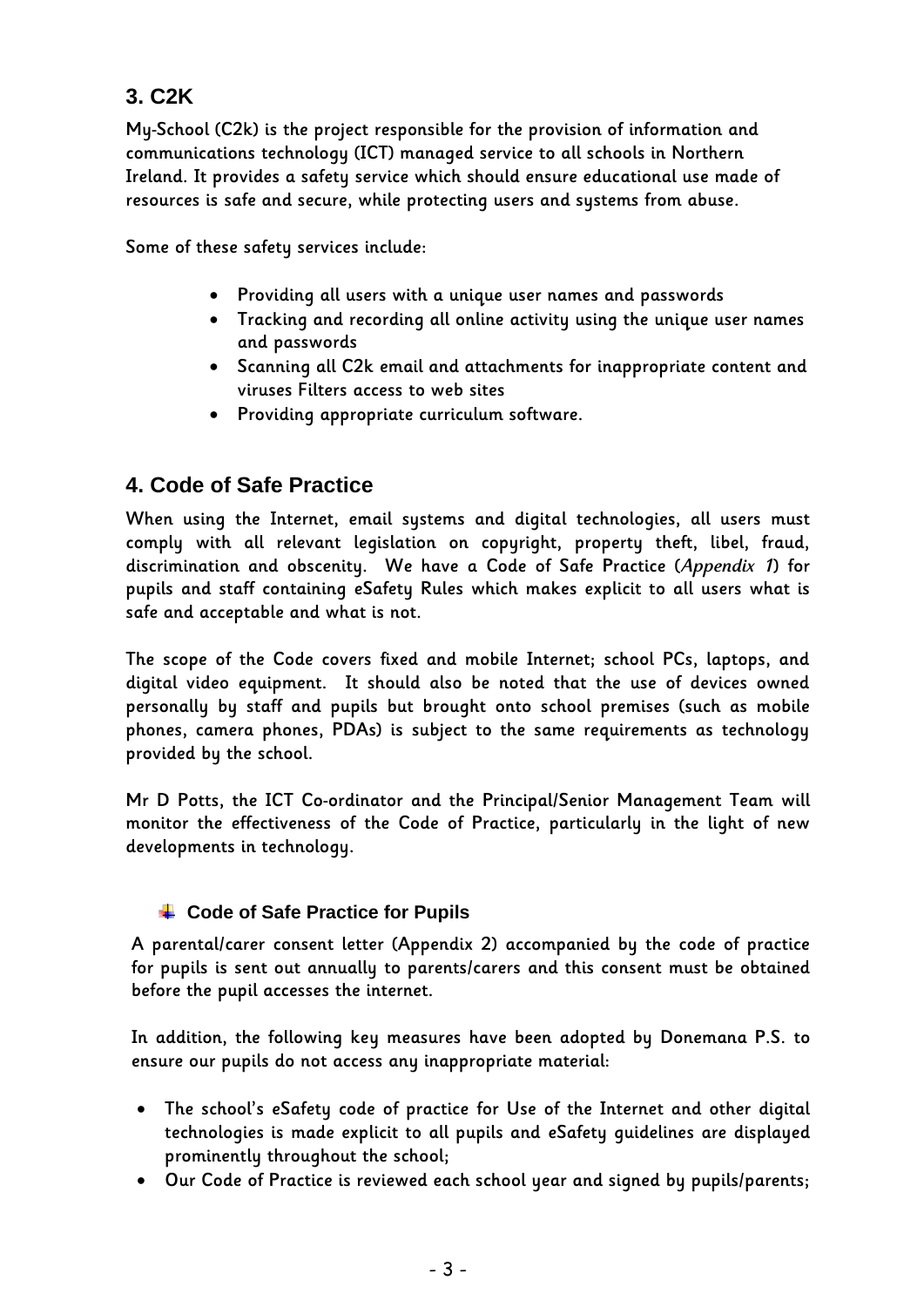## 3. C2K

My-School (C2k) is the project responsible for the provision of information and communications technology (ICT) managed service to all schools in Northern Ireland. It provides a safety service which should ensure educational use made of resources is safe and secure, while protecting users and systems from abuse.

Some of these safety services include:

- Providing all users with a unique user names and passwords
- Tracking and recording all online activity using the unique user names and passwords
- Scanning all C2k email and attachments for inappropriate content and viruses Filters access to web sites
- Providing appropriate curriculum software.

## 4. Code of Safe Practice

When using the Internet, email systems and digital technologies, all users must comply with all relevant legislation on copyright, property theft, libel, fraud, discrimination and obscenity. We have a Code of Safe Practice (*Appendix 1*) for pupils and staff containing eSafety Rules which makes explicit to all users what is safe and acceptable and what is not.

The scope of the Code covers fixed and mobile Internet; school PCs, laptops, and digital video equipment. It should also be noted that the use of devices owned personally by staff and pupils but brought onto school premises (such as mobile phones, camera phones, PDAs) is subject to the same requirements as technology provided by the school.

Mr D Potts, the ICT Co-ordinator and the Principal/Senior Management Team will monitor the effectiveness of the Code of Practice, particularly in the light of new developments in technology.

### Code of Safe Practice for Pupils

A parental/carer consent letter (Appendix 2) accompanied by the code of practice for pupils is sent out annually to parents/carers and this consent must be obtained before the pupil accesses the internet.

In addition, the following key measures have been adopted by Donemana P.S. to ensure our pupils do not access any inappropriate material:

- The school's eSafety code of practice for Use of the Internet and other digital technologies is made explicit to all pupils and eSafety guidelines are displayed prominently throughout the school;
- Our Code of Practice is reviewed each school year and signed by pupils/parents;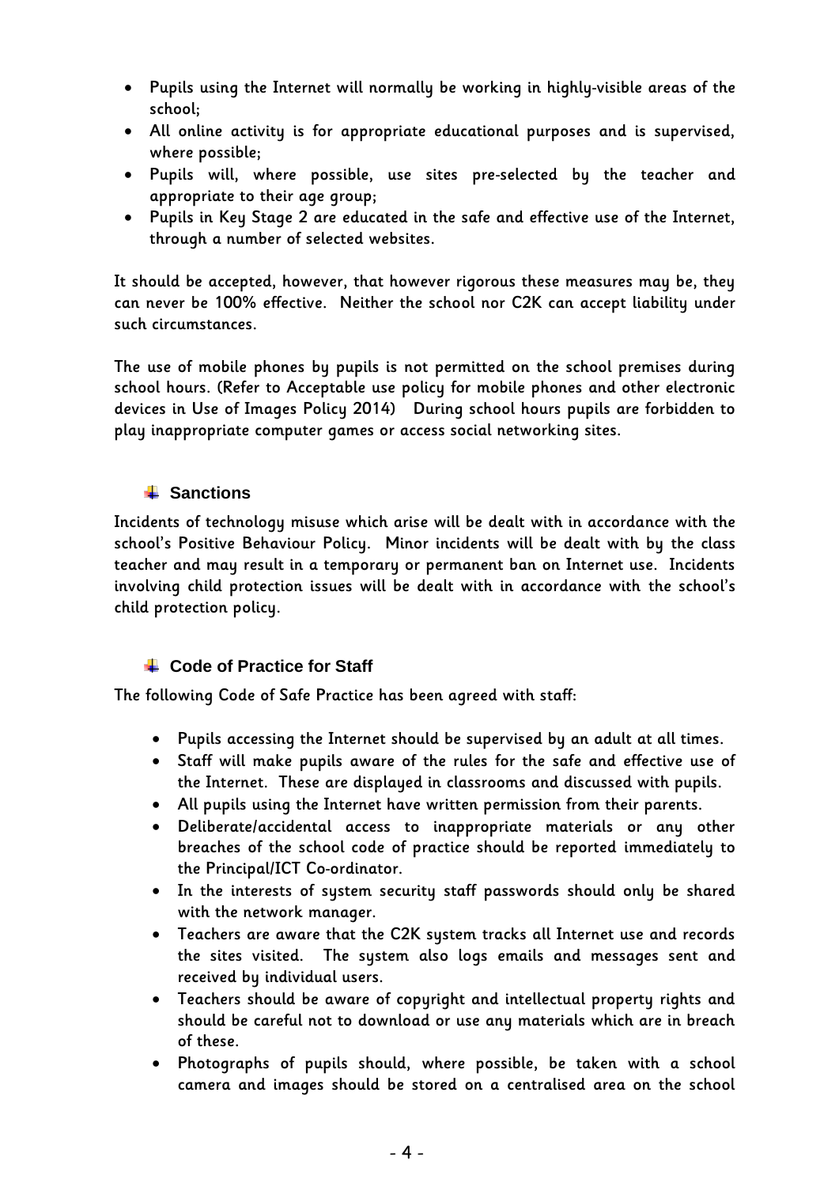- Pupils using the Internet will normally be working in highly-visible areas of the school;
- All online activity is for appropriate educational purposes and is supervised, where possible;
- Pupils will, where possible, use sites pre-selected by the teacher and appropriate to their age group;
- Pupils in Key Stage 2 are educated in the safe and effective use of the Internet, through a number of selected websites.

It should be accepted, however, that however rigorous these measures may be, they can never be 100% effective. Neither the school nor C2K can accept liability under such circumstances.

The use of mobile phones by pupils is not permitted on the school premises during school hours. (Refer to Acceptable use policy for mobile phones and other electronic devices in Use of Images Policy 2014) During school hours pupils are forbidden to play inappropriate computer games or access social networking sites.

## Sanctions

Incidents of technology misuse which arise will be dealt with in accordance with the school's Positive Behaviour Policy. Minor incidents will be dealt with by the class teacher and may result in a temporary or permanent ban on Internet use. Incidents involving child protection issues will be dealt with in accordance with the school's child protection policy.

## Code of Practice for Staff

The following Code of Safe Practice has been agreed with staff:

- Pupils accessing the Internet should be supervised by an adult at all times.
- Staff will make pupils aware of the rules for the safe and effective use of the Internet. These are displayed in classrooms and discussed with pupils.
- All pupils using the Internet have written permission from their parents.
- Deliberate/accidental access to inappropriate materials or any other breaches of the school code of practice should be reported immediately to the Principal/ICT Co-ordinator.
- In the interests of system security staff passwords should only be shared with the network manager.
- Teachers are aware that the C2K system tracks all Internet use and records the sites visited. The system also logs emails and messages sent and received by individual users.
- Teachers should be aware of copyright and intellectual property rights and should be careful not to download or use any materials which are in breach of these.
- Photographs of pupils should, where possible, be taken with a school camera and images should be stored on a centralised area on the school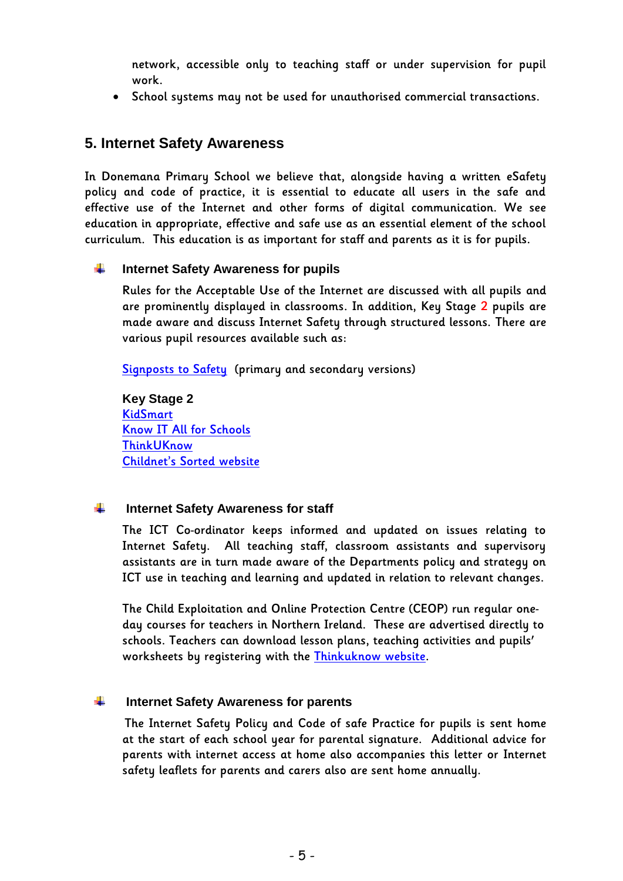network, accessible only to teaching staff or under supervision for pupil work.

- School systems may not be used for unauthorised commercial transactions.

## 5. Internet Safety Awareness

In Donemana Primary School we believe that, alongside having a written eSafety policy and code of practice, it is essential to educate all users in the safe and effective use of the Internet and other forms of digital communication. We see education in appropriate, effective and safe use as an essential element of the school curriculum. This education is as important for staff and parents as it is for pupils.

### Internet Safety Awareness for pupils

Rules for the Acceptable Use of the Internet are discussed with all pupils and are prominently displayed in classrooms. In addition, Key Stage 2 pupils are made aware and discuss Internet Safety through structured lessons. There are various pupil resources available such as:

Signposts to Safety (primary and secondary versions)

**Key Stage 2**
KidSmart
Know IT All for Schools
ThinkUKnow
Childnet's Sorted website

### Internet Safety Awareness for staff

The ICT Co-ordinator keeps informed and updated on issues relating to Internet Safety. All teaching staff, classroom assistants and supervisory assistants are in turn made aware of the Departments policy and strategy on ICT use in teaching and learning and updated in relation to relevant changes.

The Child Exploitation and Online Protection Centre (CEOP) run regular one-day courses for teachers in Northern Ireland. These are advertised directly to schools. Teachers can download lesson plans, teaching activities and pupils' worksheets by registering with the Thinkuknow website.

### Internet Safety Awareness for parents

The Internet Safety Policy and Code of safe Practice for pupils is sent home at the start of each school year for parental signature. Additional advice for parents with internet access at home also accompanies this letter or Internet safety leaflets for parents and carers also are sent home annually.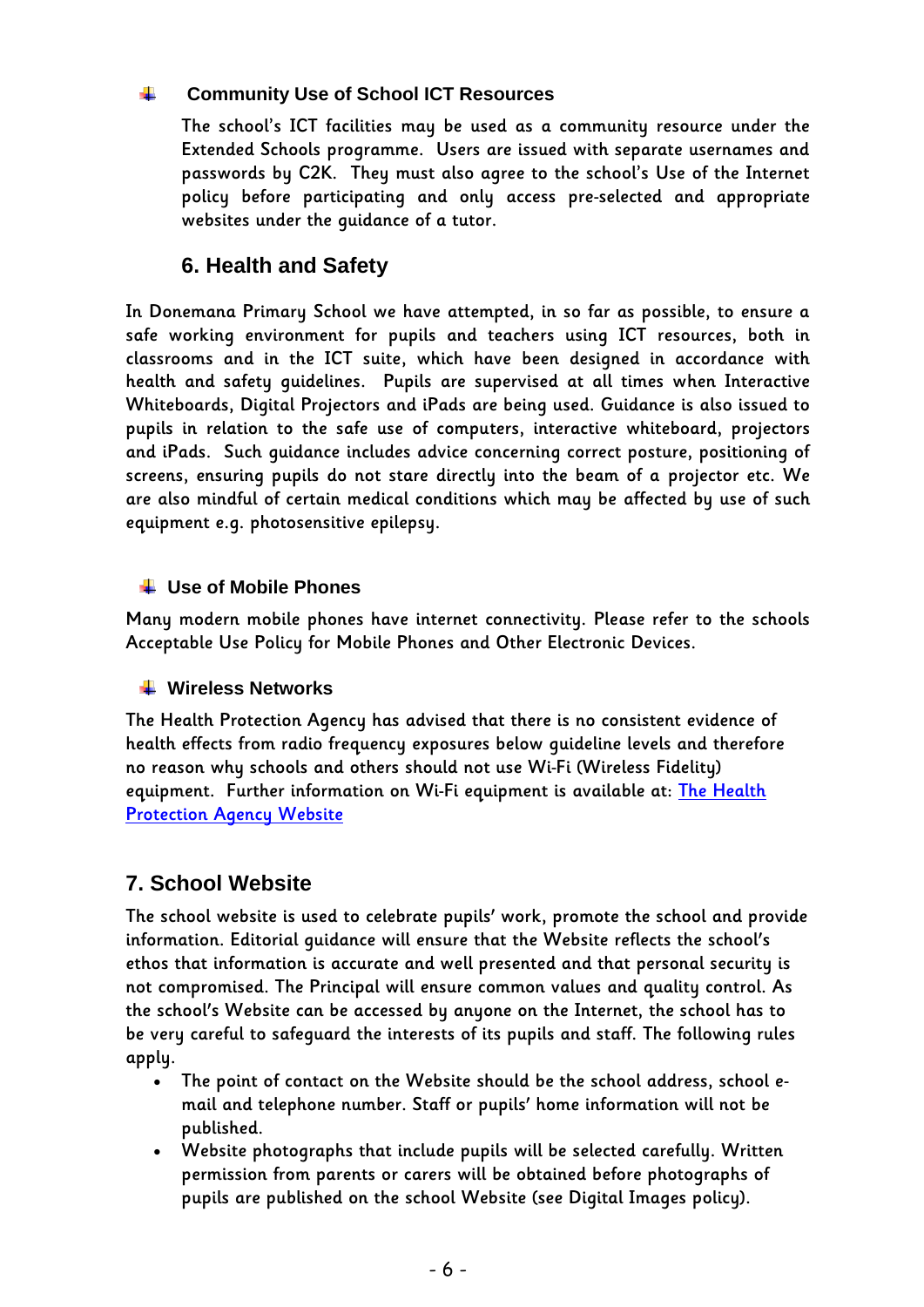### Community Use of School ICT Resources

The school's ICT facilities may be used as a community resource under the Extended Schools programme. Users are issued with separate usernames and passwords by C2K. They must also agree to the school's Use of the Internet policy before participating and only access pre-selected and appropriate websites under the guidance of a tutor.

## 6. Health and Safety

In Donemana Primary School we have attempted, in so far as possible, to ensure a safe working environment for pupils and teachers using ICT resources, both in classrooms and in the ICT suite, which have been designed in accordance with health and safety guidelines. Pupils are supervised at all times when Interactive Whiteboards, Digital Projectors and iPads are being used. Guidance is also issued to pupils in relation to the safe use of computers, interactive whiteboard, projectors and iPads. Such guidance includes advice concerning correct posture, positioning of screens, ensuring pupils do not stare directly into the beam of a projector etc. We are also mindful of certain medical conditions which may be affected by use of such equipment e.g. photosensitive epilepsy.

### Use of Mobile Phones

Many modern mobile phones have internet connectivity. Please refer to the schools Acceptable Use Policy for Mobile Phones and Other Electronic Devices.

### Wireless Networks

The Health Protection Agency has advised that there is no consistent evidence of health effects from radio frequency exposures below guideline levels and therefore no reason why schools and others should not use Wi-Fi (Wireless Fidelity) equipment. Further information on Wi-Fi equipment is available at: The Health Protection Agency Website

## 7. School Website

The school website is used to celebrate pupils' work, promote the school and provide information. Editorial guidance will ensure that the Website reflects the school's ethos that information is accurate and well presented and that personal security is not compromised. The Principal will ensure common values and quality control. As the school's Website can be accessed by anyone on the Internet, the school has to be very careful to safeguard the interests of its pupils and staff. The following rules apply.

- The point of contact on the Website should be the school address, school e-mail and telephone number. Staff or pupils' home information will not be published.
- Website photographs that include pupils will be selected carefully. Written permission from parents or carers will be obtained before photographs of pupils are published on the school Website (see Digital Images policy).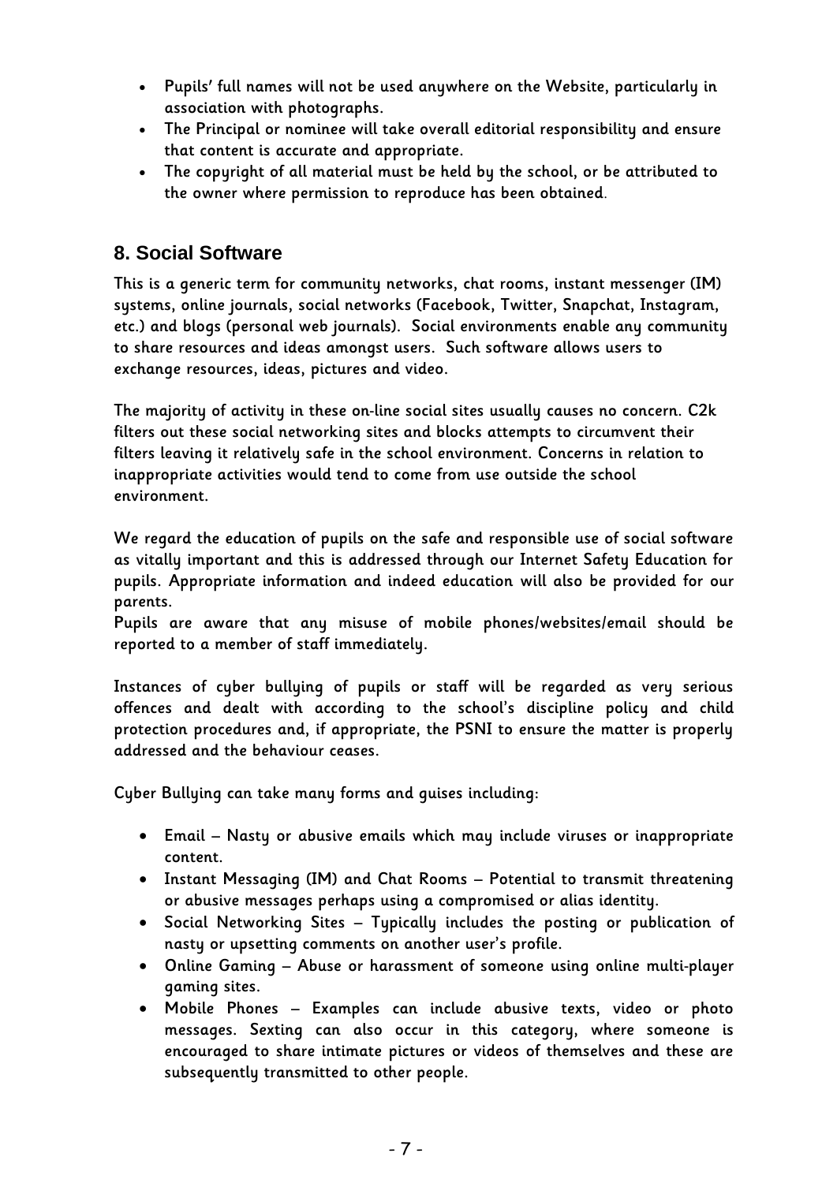- Pupils' full names will not be used anywhere on the Website, particularly in association with photographs.
- The Principal or nominee will take overall editorial responsibility and ensure that content is accurate and appropriate.
- The copyright of all material must be held by the school, or be attributed to the owner where permission to reproduce has been obtained.

## 8. Social Software

This is a generic term for community networks, chat rooms, instant messenger (IM) systems, online journals, social networks (Facebook, Twitter, Snapchat, Instagram, etc.) and blogs (personal web journals). Social environments enable any community to share resources and ideas amongst users. Such software allows users to exchange resources, ideas, pictures and video.

The majority of activity in these on-line social sites usually causes no concern. C2k filters out these social networking sites and blocks attempts to circumvent their filters leaving it relatively safe in the school environment. Concerns in relation to inappropriate activities would tend to come from use outside the school environment.

We regard the education of pupils on the safe and responsible use of social software as vitally important and this is addressed through our Internet Safety Education for pupils. Appropriate information and indeed education will also be provided for our parents.
Pupils are aware that any misuse of mobile phones/websites/email should be reported to a member of staff immediately.

Instances of cyber bullying of pupils or staff will be regarded as very serious offences and dealt with according to the school's discipline policy and child protection procedures and, if appropriate, the PSNI to ensure the matter is properly addressed and the behaviour ceases.

Cyber Bullying can take many forms and guises including:

- Email – Nasty or abusive emails which may include viruses or inappropriate content.
- Instant Messaging (IM) and Chat Rooms – Potential to transmit threatening or abusive messages perhaps using a compromised or alias identity.
- Social Networking Sites – Typically includes the posting or publication of nasty or upsetting comments on another user's profile.
- Online Gaming – Abuse or harassment of someone using online multi-player gaming sites.
- Mobile Phones – Examples can include abusive texts, video or photo messages. Sexting can also occur in this category, where someone is encouraged to share intimate pictures or videos of themselves and these are subsequently transmitted to other people.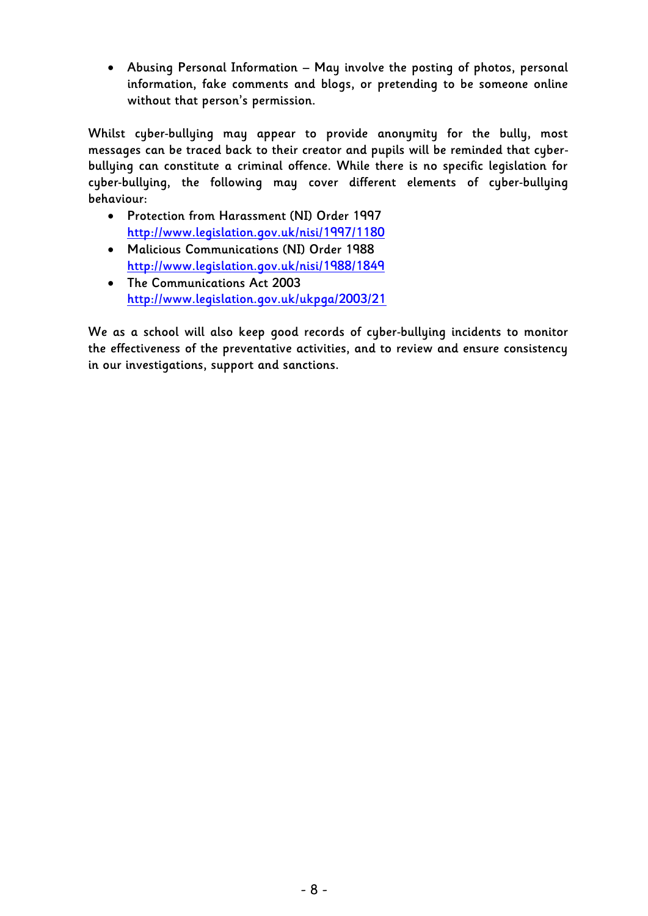- Abusing Personal Information – May involve the posting of photos, personal information, fake comments and blogs, or pretending to be someone online without that person's permission.

Whilst cyber-bullying may appear to provide anonymity for the bully, most messages can be traced back to their creator and pupils will be reminded that cyber-bullying can constitute a criminal offence. While there is no specific legislation for cyber-bullying, the following may cover different elements of cyber-bullying behaviour:

- Protection from Harassment (NI) Order 1997 [http://www.legislation.gov.uk/nisi/1997/1180](http://www.legislation.gov.uk/nisi/1997/1180)
- Malicious Communications (NI) Order 1988 [http://www.legislation.gov.uk/nisi/1988/1849](http://www.legislation.gov.uk/nisi/1988/1849)
- The Communications Act 2003 [http://www.legislation.gov.uk/ukpga/2003/21](http://www.legislation.gov.uk/ukpga/2003/21)

We as a school will also keep good records of cyber-bullying incidents to monitor the effectiveness of the preventative activities, and to review and ensure consistency in our investigations, support and sanctions.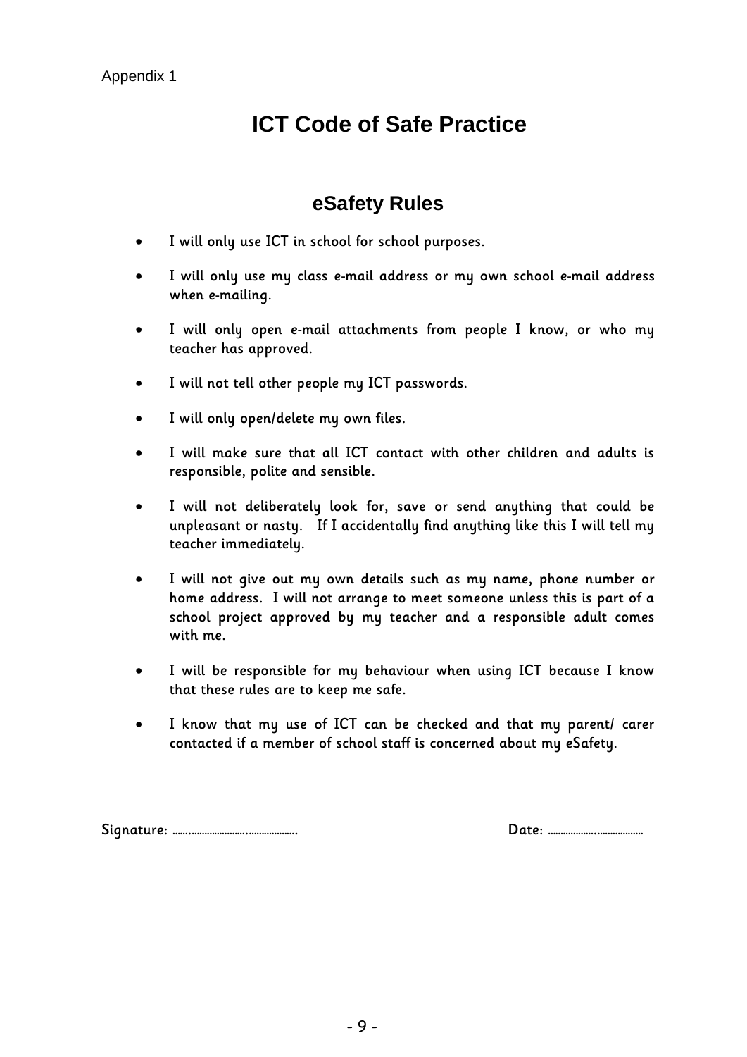Appendix 1

# ICT Code of Safe Practice

## eSafety Rules

- I will only use ICT in school for school purposes.
- I will only use my class e-mail address or my own school e-mail address when e-mailing.
- I will only open e-mail attachments from people I know, or who my teacher has approved.
- I will not tell other people my ICT passwords.
- I will only open/delete my own files.
- I will make sure that all ICT contact with other children and adults is responsible, polite and sensible.
- I will not deliberately look for, save or send anything that could be unpleasant or nasty. If I accidentally find anything like this I will tell my teacher immediately.
- I will not give out my own details such as my name, phone number or home address. I will not arrange to meet someone unless this is part of a school project approved by my teacher and a responsible adult comes with me.
- I will be responsible for my behaviour when using ICT because I know that these rules are to keep me safe.
- I know that my use of ICT can be checked and that my parent/ carer contacted if a member of school staff is concerned about my eSafety.

Signature: ……………………………………………. Date: ………………………………….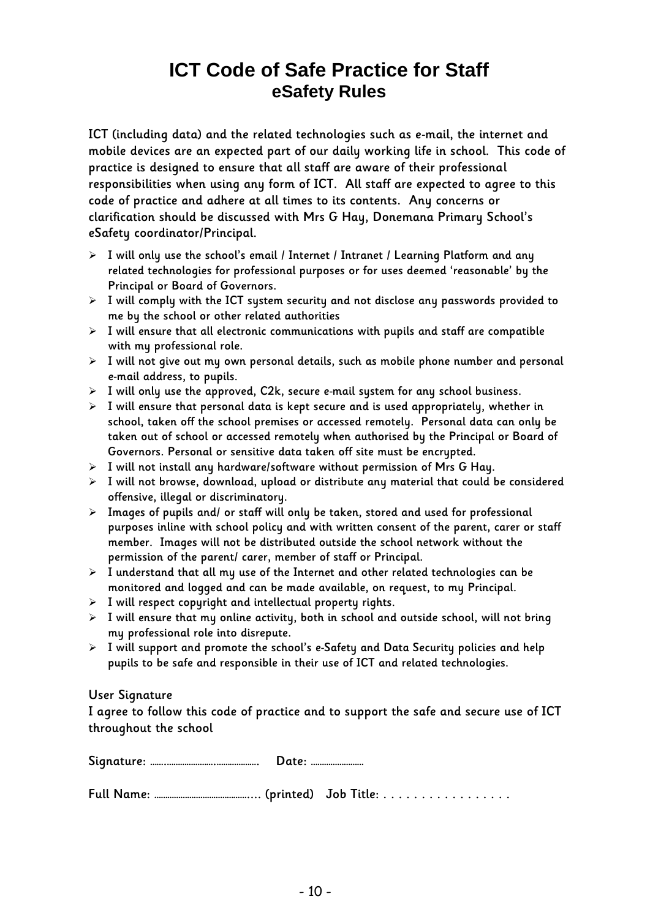# ICT Code of Safe Practice for Staff

## eSafety Rules

ICT (including data) and the related technologies such as e-mail, the internet and mobile devices are an expected part of our daily working life in school. This code of practice is designed to ensure that all staff are aware of their professional responsibilities when using any form of ICT. All staff are expected to agree to this code of practice and adhere at all times to its contents. Any concerns or clarification should be discussed with Mrs G Hay, Donemana Primary School's eSafety coordinator/Principal.

- I will only use the school's email / Internet / Intranet / Learning Platform and any related technologies for professional purposes or for uses deemed 'reasonable' by the Principal or Board of Governors.
- I will comply with the ICT system security and not disclose any passwords provided to me by the school or other related authorities
- I will ensure that all electronic communications with pupils and staff are compatible with my professional role.
- I will not give out my own personal details, such as mobile phone number and personal e-mail address, to pupils.
- I will only use the approved, C2k, secure e-mail system for any school business.
- I will ensure that personal data is kept secure and is used appropriately, whether in school, taken off the school premises or accessed remotely. Personal data can only be taken out of school or accessed remotely when authorised by the Principal or Board of Governors. Personal or sensitive data taken off site must be encrypted.
- I will not install any hardware/software without permission of Mrs G Hay.
- I will not browse, download, upload or distribute any material that could be considered offensive, illegal or discriminatory.
- Images of pupils and/ or staff will only be taken, stored and used for professional purposes inline with school policy and with written consent of the parent, carer or staff member. Images will not be distributed outside the school network without the permission of the parent/ carer, member of staff or Principal.
- I understand that all my use of the Internet and other related technologies can be monitored and logged and can be made available, on request, to my Principal.
- I will respect copyright and intellectual property rights.
- I will ensure that my online activity, both in school and outside school, will not bring my professional role into disrepute.
- I will support and promote the school's e-Safety and Data Security policies and help pupils to be safe and responsible in their use of ICT and related technologies.

User Signature

I agree to follow this code of practice and to support the safe and secure use of ICT throughout the school

Signature: …………………………………………. Date: ……………………

Full Name: ………………………………………….. (printed) Job Title: . . . . . . . . . . . . . . . . .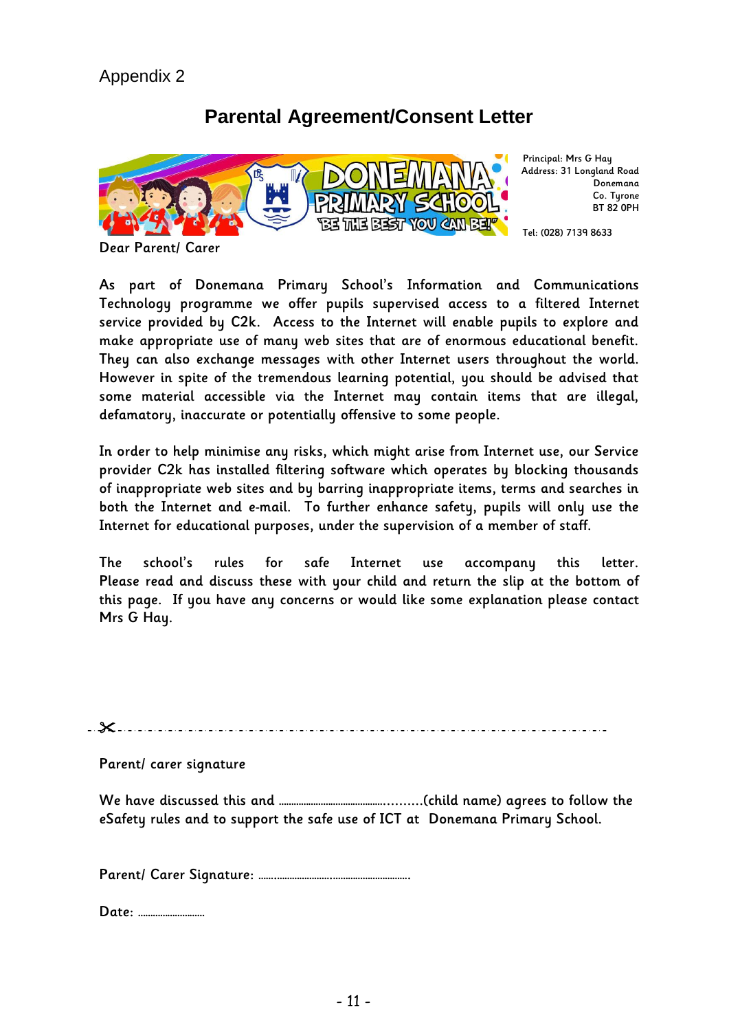Appendix 2

## Parental Agreement/Consent Letter

Principal: Mrs G Hay
Address: 31 Longland Road
Donemana
Co. Tyrone
BT 82 0PH

Tel: (028) 7139 8633

Dear Parent/ Carer

As part of Donemana Primary School's Information and Communications Technology programme we offer pupils supervised access to a filtered Internet service provided by C2k. Access to the Internet will enable pupils to explore and make appropriate use of many web sites that are of enormous educational benefit. They can also exchange messages with other Internet users throughout the world. However in spite of the tremendous learning potential, you should be advised that some material accessible via the Internet may contain items that are illegal, defamatory, inaccurate or potentially offensive to some people.

In order to help minimise any risks, which might arise from Internet use, our Service provider C2k has installed filtering software which operates by blocking thousands of inappropriate web sites and by barring inappropriate items, terms and searches in both the Internet and e-mail. To further enhance safety, pupils will only use the Internet for educational purposes, under the supervision of a member of staff.

The school's rules for safe Internet use accompany this letter. Please read and discuss these with your child and return the slip at the bottom of this page. If you have any concerns or would like some explanation please contact Mrs G Hay.

---

Parent/ carer signature

We have discussed this and ……………………………………..………(child name) agrees to follow the eSafety rules and to support the safe use of ICT at Donemana Primary School.

Parent/ Carer Signature: …………………………..………………………

Date: ………………………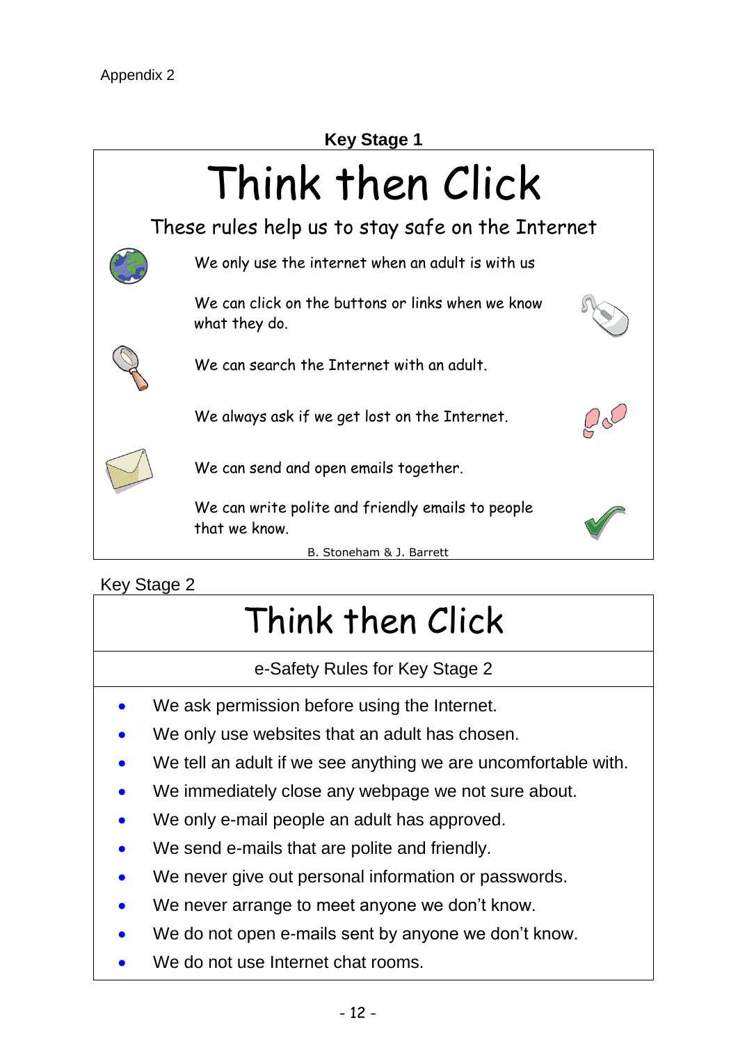Appendix 2

**Key Stage 1**

# Think then Click

These rules help us to stay safe on the Internet

We only use the internet when an adult is with us

We can click on the buttons or links when we know what they do.

We can search the Internet with an adult.

We always ask if we get lost on the Internet.

We can send and open emails together.

We can write polite and friendly emails to people that we know.

B. Stoneham & J. Barrett

Key Stage 2

# Think then Click

e-Safety Rules for Key Stage 2

- We ask permission before using the Internet.
- We only use websites that an adult has chosen.
- We tell an adult if we see anything we are uncomfortable with.
- We immediately close any webpage we not sure about.
- We only e-mail people an adult has approved.
- We send e-mails that are polite and friendly.
- We never give out personal information or passwords.
- We never arrange to meet anyone we don't know.
- We do not open e-mails sent by anyone we don't know.
- We do not use Internet chat rooms.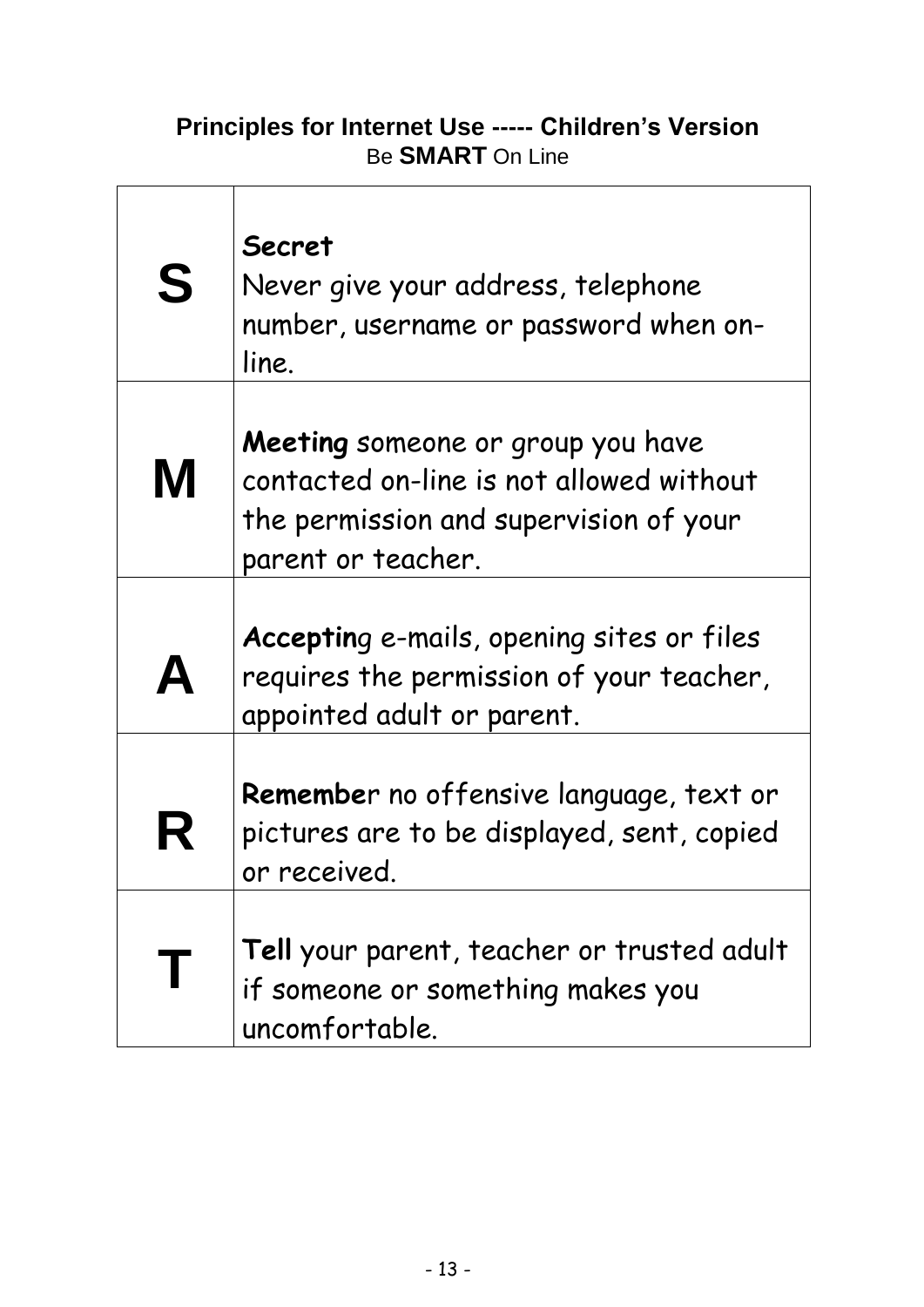**Principles for Internet Use ----- Children's Version**

Be **SMART** On Line

| | |
|---|---|
| **S** | **Secret**<br>Never give your address, telephone number, username or password when on-line. |
| **M** | **Meeting** someone or group you have contacted on-line is not allowed without the permission and supervision of your parent or teacher. |
| **A** | **Acceptin**g e-mails, opening sites or files requires the permission of your teacher, appointed adult or parent. |
| **R** | **Remembe**r no offensive language, text or pictures are to be displayed, sent, copied or received. |
| **T** | **Tell** your parent, teacher or trusted adult if someone or something makes you uncomfortable. |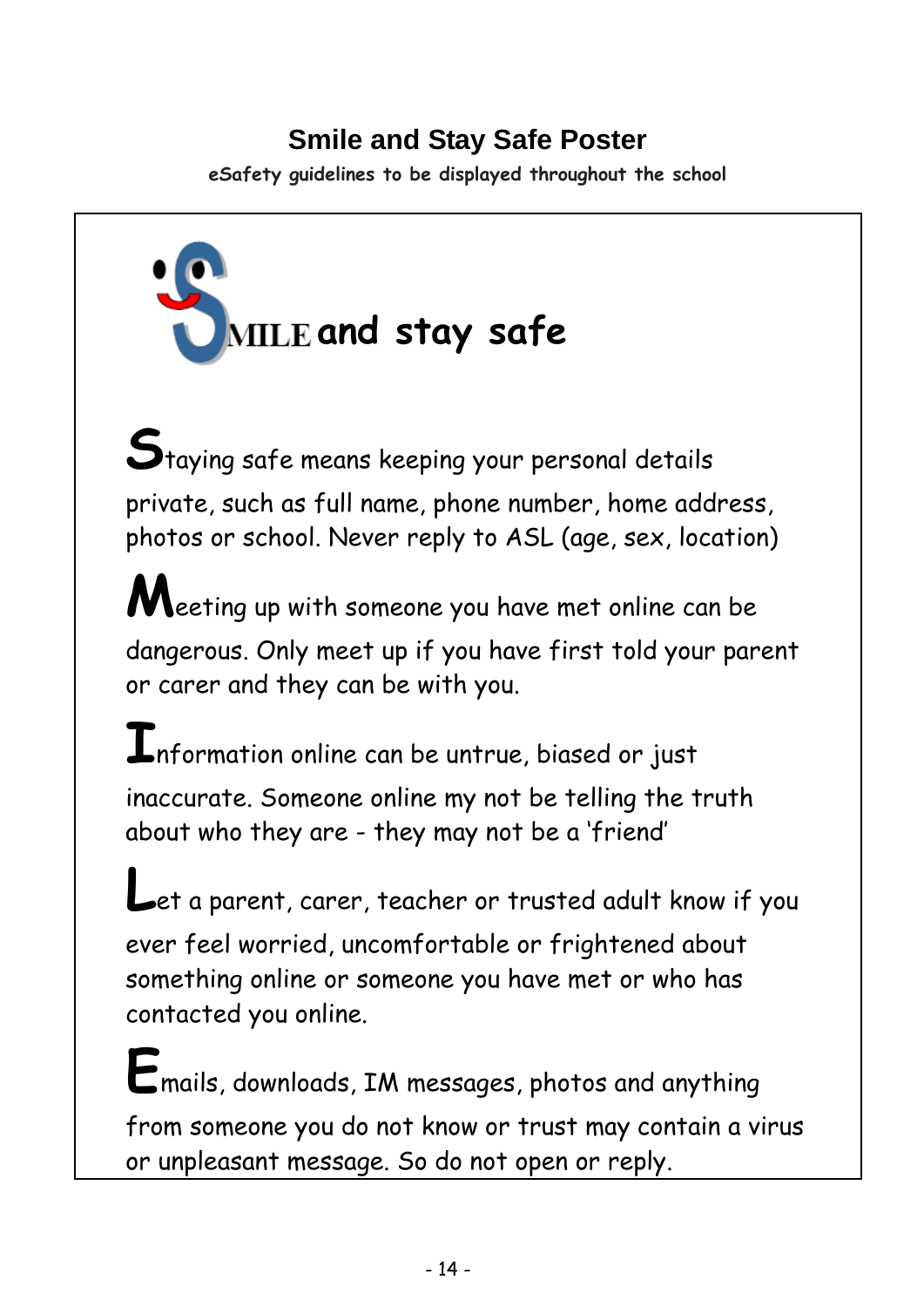## Smile and Stay Safe Poster

**eSafety guidelines to be displayed throughout the school**

# SMILE and stay safe

**S**taying safe means keeping your personal details private, such as full name, phone number, home address, photos or school. Never reply to ASL (age, sex, location)

**M**eeting up with someone you have met online can be dangerous. Only meet up if you have first told your parent or carer and they can be with you.

**I**nformation online can be untrue, biased or just inaccurate. Someone online my not be telling the truth about who they are - they may not be a 'friend'

**L**et a parent, carer, teacher or trusted adult know if you ever feel worried, uncomfortable or frightened about something online or someone you have met or who has contacted you online.

**E**mails, downloads, IM messages, photos and anything from someone you do not know or trust may contain a virus or unpleasant message. So do not open or reply.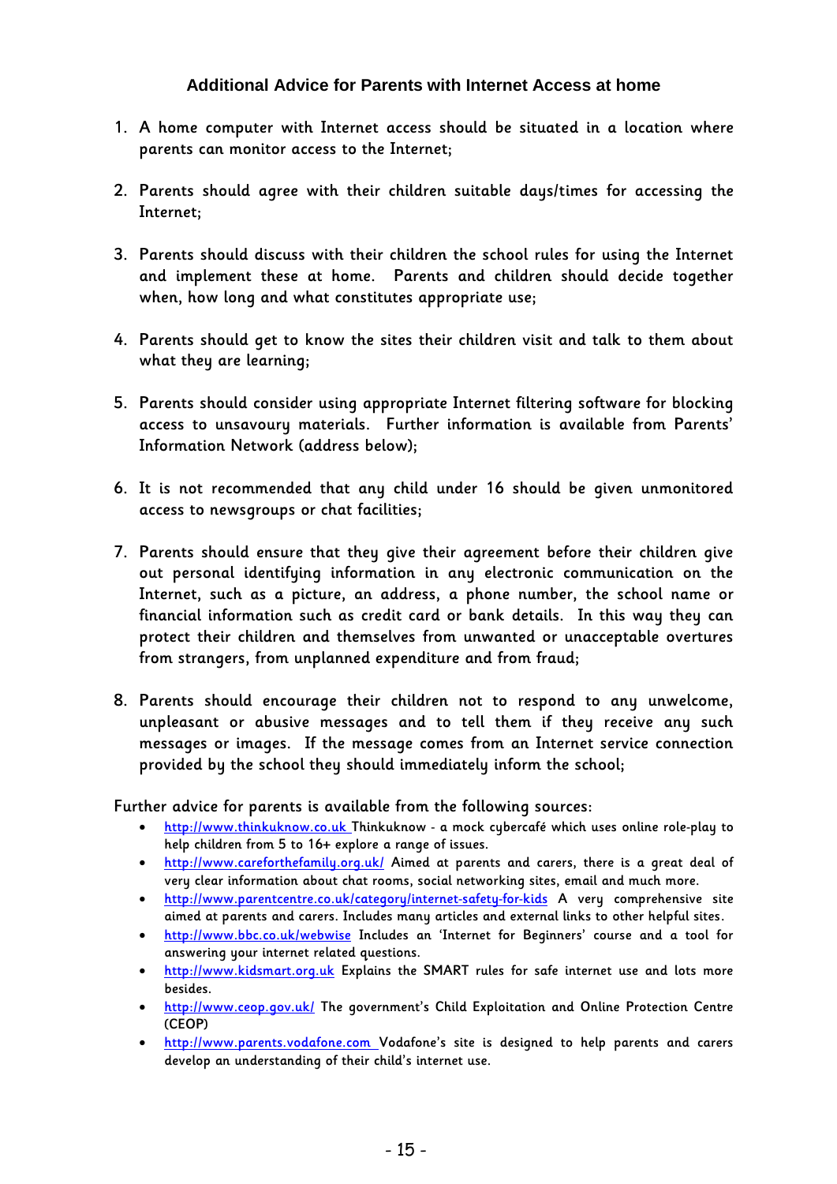## Additional Advice for Parents with Internet Access at home

1. A home computer with Internet access should be situated in a location where parents can monitor access to the Internet;

2. Parents should agree with their children suitable days/times for accessing the Internet;

3. Parents should discuss with their children the school rules for using the Internet and implement these at home. Parents and children should decide together when, how long and what constitutes appropriate use;

4. Parents should get to know the sites their children visit and talk to them about what they are learning;

5. Parents should consider using appropriate Internet filtering software for blocking access to unsavoury materials. Further information is available from Parents' Information Network (address below);

6. It is not recommended that any child under 16 should be given unmonitored access to newsgroups or chat facilities;

7. Parents should ensure that they give their agreement before their children give out personal identifying information in any electronic communication on the Internet, such as a picture, an address, a phone number, the school name or financial information such as credit card or bank details. In this way they can protect their children and themselves from unwanted or unacceptable overtures from strangers, from unplanned expenditure and from fraud;

8. Parents should encourage their children not to respond to any unwelcome, unpleasant or abusive messages and to tell them if they receive any such messages or images. If the message comes from an Internet service connection provided by the school they should immediately inform the school;

Further advice for parents is available from the following sources:

- http://www.thinkuknow.co.uk Thinkuknow - a mock cybercafé which uses online role-play to help children from 5 to 16+ explore a range of issues.
- http://www.careforthefamily.org.uk/ Aimed at parents and carers, there is a great deal of very clear information about chat rooms, social networking sites, email and much more.
- http://www.parentcentre.co.uk/category/internet-safety-for-kids A very comprehensive site aimed at parents and carers. Includes many articles and external links to other helpful sites.
- http://www.bbc.co.uk/webwise Includes an 'Internet for Beginners' course and a tool for answering your internet related questions.
- http://www.kidsmart.org.uk Explains the SMART rules for safe internet use and lots more besides.
- http://www.ceop.gov.uk/ The government's Child Exploitation and Online Protection Centre (CEOP)
- http://www.parents.vodafone.com Vodafone's site is designed to help parents and carers develop an understanding of their child's internet use.